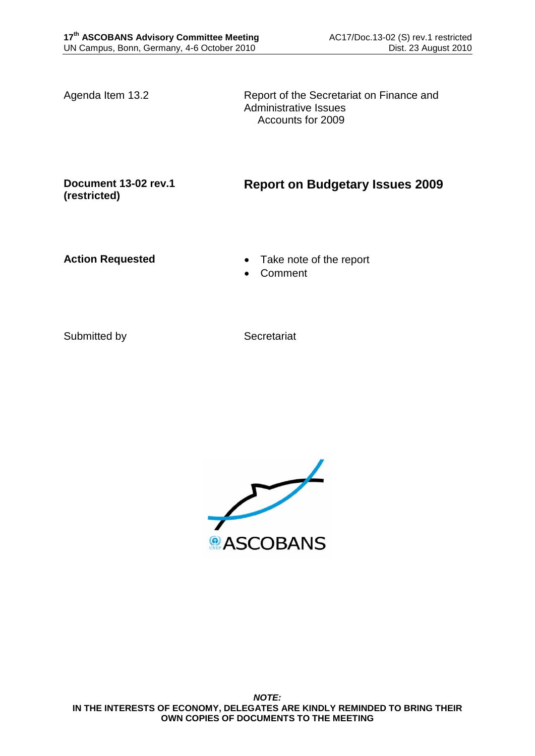Agenda Item 13.2

Report of the Secretariat on Finance and Administrative Issues
Accounts for 2009

**Document 13-02 rev.1 (restricted)**

# Report on Budgetary Issues 2009

**Action Requested**

- Take note of the report
- Comment

Submitted by

Secretariat

ASCOBANS

***NOTE:***
**IN THE INTERESTS OF ECONOMY, DELEGATES ARE KINDLY REMINDED TO BRING THEIR OWN COPIES OF DOCUMENTS TO THE MEETING**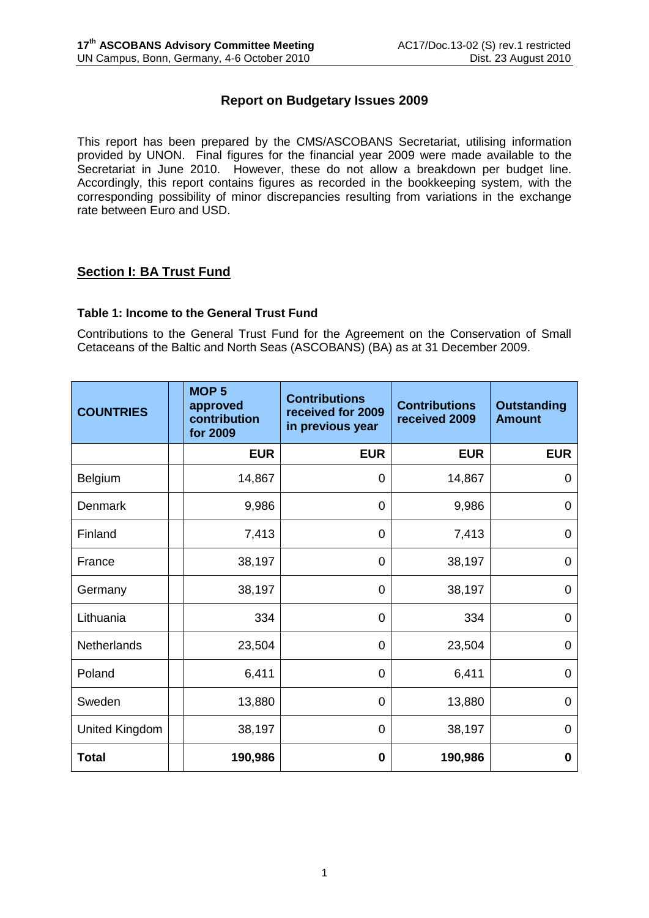## Report on Budgetary Issues 2009

This report has been prepared by the CMS/ASCOBANS Secretariat, utilising information provided by UNON. Final figures for the financial year 2009 were made available to the Secretariat in June 2010. However, these do not allow a breakdown per budget line. Accordingly, this report contains figures as recorded in the bookkeeping system, with the corresponding possibility of minor discrepancies resulting from variations in the exchange rate between Euro and USD.

### Section I: BA Trust Fund

#### Table 1: Income to the General Trust Fund

Contributions to the General Trust Fund for the Agreement on the Conservation of Small Cetaceans of the Baltic and North Seas (ASCOBANS) (BA) as at 31 December 2009.

| COUNTRIES | | MOP 5 approved contribution for 2009 | Contributions received for 2009 in previous year | Contributions received 2009 | Outstanding Amount |
|---|---|---|---|---|---|
| | | EUR | EUR | EUR | EUR |
| Belgium | | 14,867 | 0 | 14,867 | 0 |
| Denmark | | 9,986 | 0 | 9,986 | 0 |
| Finland | | 7,413 | 0 | 7,413 | 0 |
| France | | 38,197 | 0 | 38,197 | 0 |
| Germany | | 38,197 | 0 | 38,197 | 0 |
| Lithuania | | 334 | 0 | 334 | 0 |
| Netherlands | | 23,504 | 0 | 23,504 | 0 |
| Poland | | 6,411 | 0 | 6,411 | 0 |
| Sweden | | 13,880 | 0 | 13,880 | 0 |
| United Kingdom | | 38,197 | 0 | 38,197 | 0 |
| **Total** | | **190,986** | **0** | **190,986** | **0** |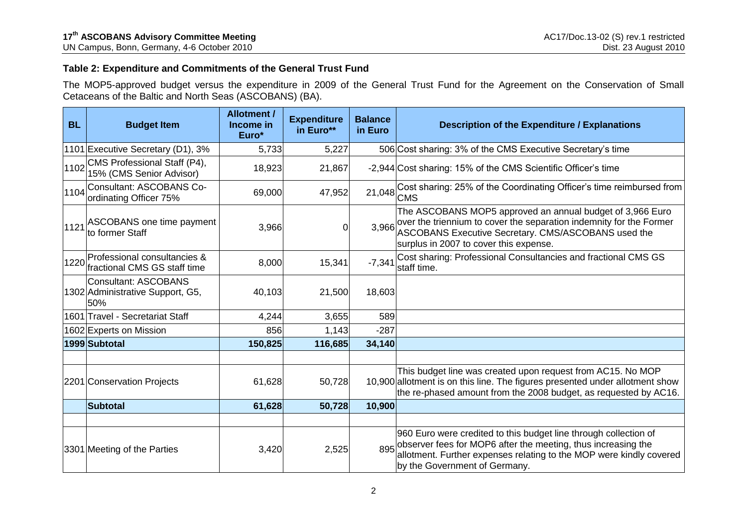### Table 2: Expenditure and Commitments of the General Trust Fund

The MOP5-approved budget versus the expenditure in 2009 of the General Trust Fund for the Agreement on the Conservation of Small Cetaceans of the Baltic and North Seas (ASCOBANS) (BA).

| BL | Budget Item | Allotment / Income in Euro* | Expenditure in Euro** | Balance in Euro | Description of the Expenditure / Explanations |
|---|---|---|---|---|---|
| 1101 | Executive Secretary (D1), 3% | 5,733 | 5,227 | 506 | Cost sharing: 3% of the CMS Executive Secretary's time |
| 1102 | CMS Professional Staff (P4), 15% (CMS Senior Advisor) | 18,923 | 21,867 | -2,944 | Cost sharing: 15% of the CMS Scientific Officer's time |
| 1104 | Consultant: ASCOBANS Co-ordinating Officer 75% | 69,000 | 47,952 | 21,048 | Cost sharing: 25% of the Coordinating Officer's time reimbursed from CMS |
| 1121 | ASCOBANS one time payment to former Staff | 3,966 | 0 | 3,966 | The ASCOBANS MOP5 approved an annual budget of 3,966 Euro over the triennium to cover the separation indemnity for the Former ASCOBANS Executive Secretary. CMS/ASCOBANS used the surplus in 2007 to cover this expense. |
| 1220 | Professional consultancies & fractional CMS GS staff time | 8,000 | 15,341 | -7,341 | Cost sharing: Professional Consultancies and fractional CMS GS staff time. |
| 1302 | Consultant: ASCOBANS Administrative Support, G5, 50% | 40,103 | 21,500 | 18,603 | |
| 1601 | Travel - Secretariat Staff | 4,244 | 3,655 | 589 | |
| 1602 | Experts on Mission | 856 | 1,143 | -287 | |
| **1999** | **Subtotal** | **150,825** | **116,685** | **34,140** | |
| | | | | | |
| 2201 | Conservation Projects | 61,628 | 50,728 | 10,900 | This budget line was created upon request from AC15. No MOP allotment is on this line. The figures presented under allotment show the re-phased amount from the 2008 budget, as requested by AC16. |
| | **Subtotal** | **61,628** | **50,728** | **10,900** | |
| | | | | | |
| 3301 | Meeting of the Parties | 3,420 | 2,525 | 895 | 960 Euro were credited to this budget line through collection of observer fees for MOP6 after the meeting, thus increasing the allotment. Further expenses relating to the MOP were kindly covered by the Government of Germany. |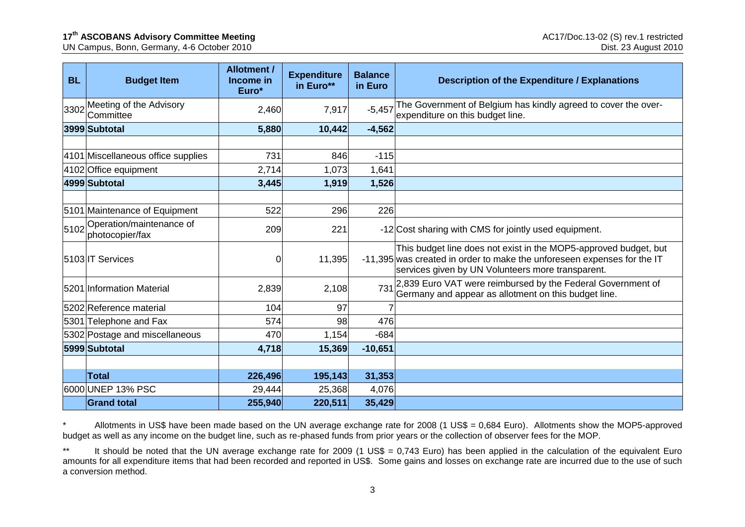| BL | Budget Item | Allotment / Income in Euro* | Expenditure in Euro** | Balance in Euro | Description of the Expenditure / Explanations |
|---|---|---|---|---|---|
| 3302 | Meeting of the Advisory Committee | 2,460 | 7,917 | -5,457 | The Government of Belgium has kindly agreed to cover the over-expenditure on this budget line. |
| 3999 | **Subtotal** | **5,880** | **10,442** | **-4,562** | |
| | | | | | |
| 4101 | Miscellaneous office supplies | 731 | 846 | -115 | |
| 4102 | Office equipment | 2,714 | 1,073 | 1,641 | |
| 4999 | **Subtotal** | **3,445** | **1,919** | **1,526** | |
| | | | | | |
| 5101 | Maintenance of Equipment | 522 | 296 | 226 | |
| 5102 | Operation/maintenance of photocopier/fax | 209 | 221 | -12 | Cost sharing with CMS for jointly used equipment. |
| 5103 | IT Services | 0 | 11,395 | -11,395 | This budget line does not exist in the MOP5-approved budget, but was created in order to make the unforeseen expenses for the IT services given by UN Volunteers more transparent. |
| 5201 | Information Material | 2,839 | 2,108 | 731 | 2,839 Euro VAT were reimbursed by the Federal Government of Germany and appear as allotment on this budget line. |
| 5202 | Reference material | 104 | 97 | 7 | |
| 5301 | Telephone and Fax | 574 | 98 | 476 | |
| 5302 | Postage and miscellaneous | 470 | 1,154 | -684 | |
| 5999 | **Subtotal** | **4,718** | **15,369** | **-10,651** | |
| | | | | | |
| | **Total** | **226,496** | **195,143** | **31,353** | |
| 6000 | UNEP 13% PSC | 29,444 | 25,368 | 4,076 | |
| | **Grand total** | **255,940** | **220,511** | **35,429** | |

\* Allotments in US$ have been made based on the UN average exchange rate for 2008 (1 US$ = 0,684 Euro). Allotments show the MOP5-approved budget as well as any income on the budget line, such as re-phased funds from prior years or the collection of observer fees for the MOP.

\*\* It should be noted that the UN average exchange rate for 2009 (1 US$ = 0,743 Euro) has been applied in the calculation of the equivalent Euro amounts for all expenditure items that had been recorded and reported in US$. Some gains and losses on exchange rate are incurred due to the use of such a conversion method.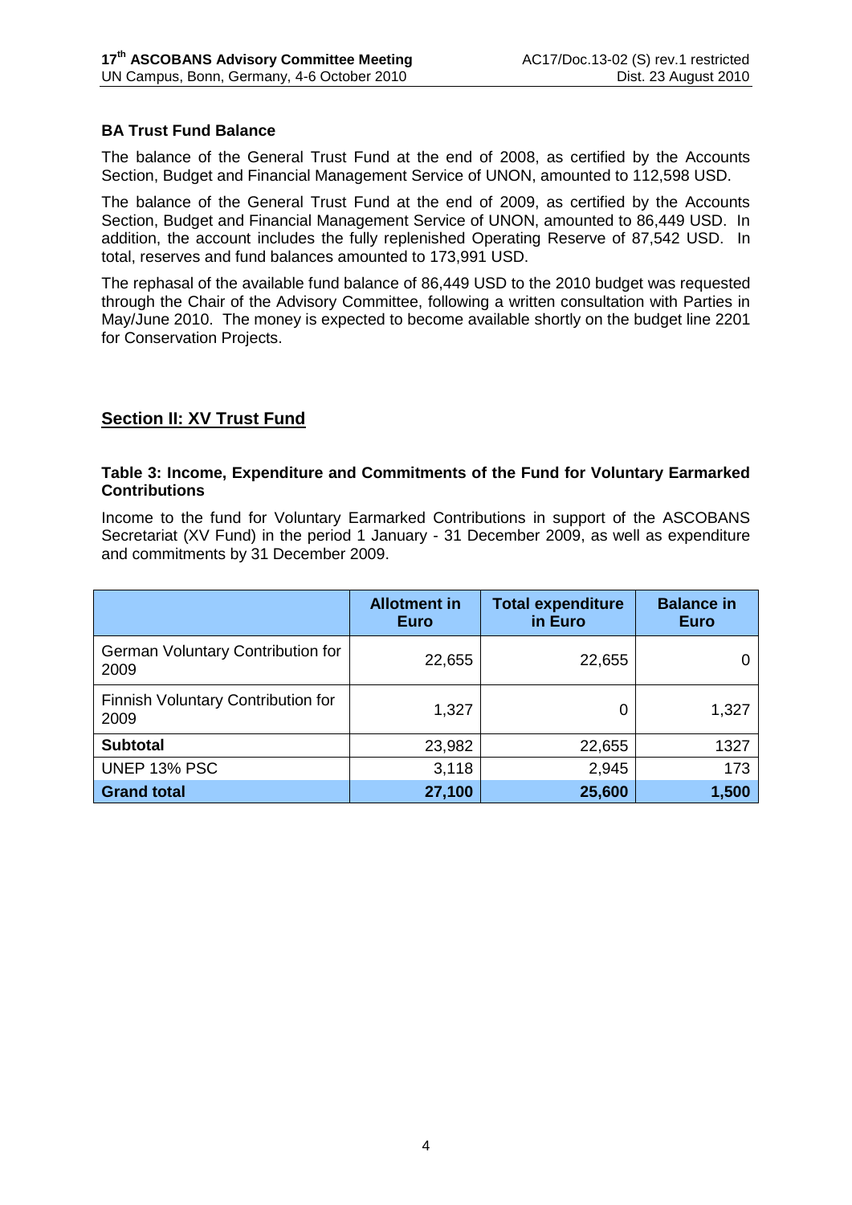**BA Trust Fund Balance**

The balance of the General Trust Fund at the end of 2008, as certified by the Accounts Section, Budget and Financial Management Service of UNON, amounted to 112,598 USD.

The balance of the General Trust Fund at the end of 2009, as certified by the Accounts Section, Budget and Financial Management Service of UNON, amounted to 86,449 USD. In addition, the account includes the fully replenished Operating Reserve of 87,542 USD. In total, reserves and fund balances amounted to 173,991 USD.

The rephasal of the available fund balance of 86,449 USD to the 2010 budget was requested through the Chair of the Advisory Committee, following a written consultation with Parties in May/June 2010. The money is expected to become available shortly on the budget line 2201 for Conservation Projects.

## Section II: XV Trust Fund

### Table 3: Income, Expenditure and Commitments of the Fund for Voluntary Earmarked Contributions

Income to the fund for Voluntary Earmarked Contributions in support of the ASCOBANS Secretariat (XV Fund) in the period 1 January - 31 December 2009, as well as expenditure and commitments by 31 December 2009.

| | Allotment in Euro | Total expenditure in Euro | Balance in Euro |
|---|---|---|---|
| German Voluntary Contribution for 2009 | 22,655 | 22,655 | 0 |
| Finnish Voluntary Contribution for 2009 | 1,327 | 0 | 1,327 |
| **Subtotal** | 23,982 | 22,655 | 1327 |
| UNEP 13% PSC | 3,118 | 2,945 | 173 |
| **Grand total** | **27,100** | **25,600** | **1,500** |